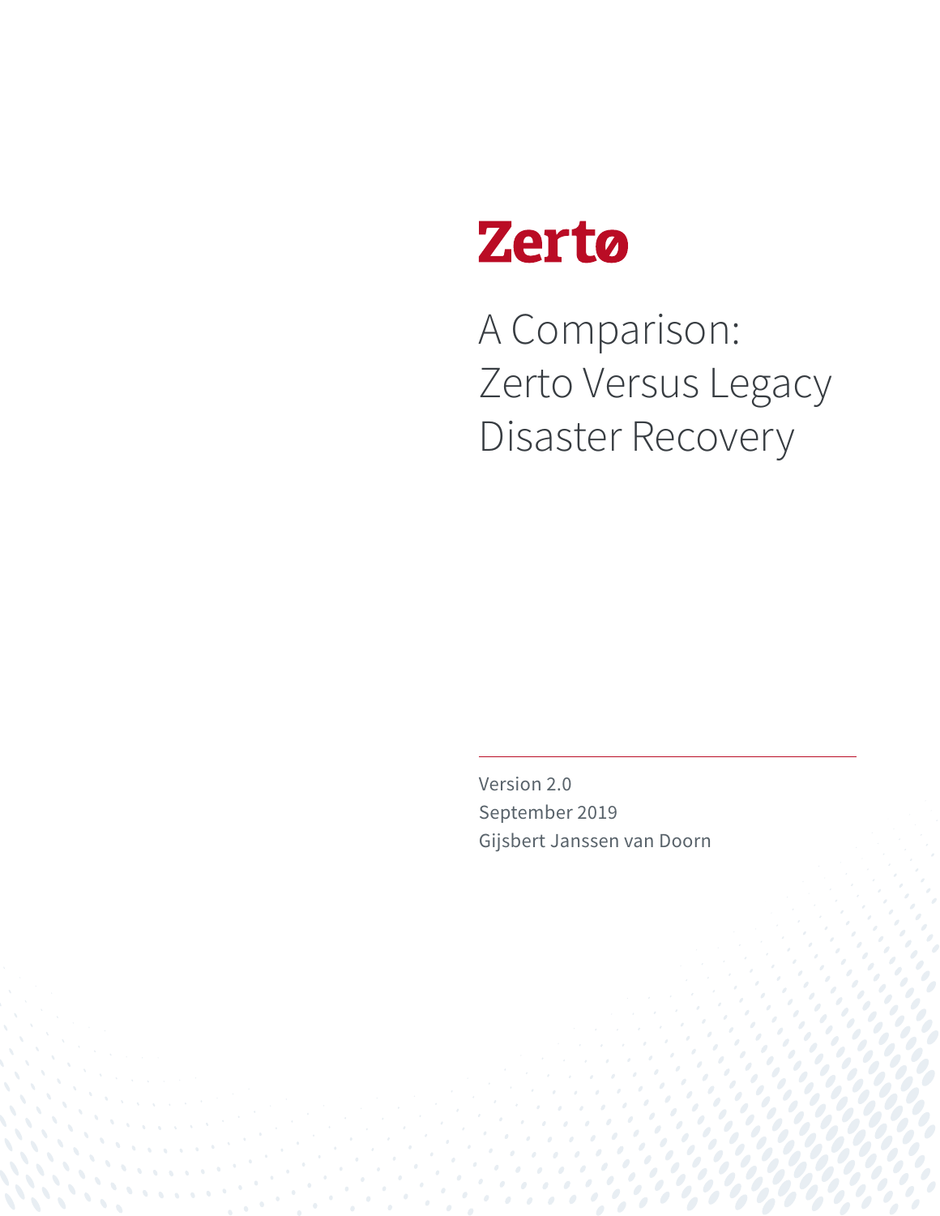Zertø

# A Comparison: Zerto Versus Legacy Disaster Recovery

Version 2.0

September 2019

Gijsbert Janssen van Doorn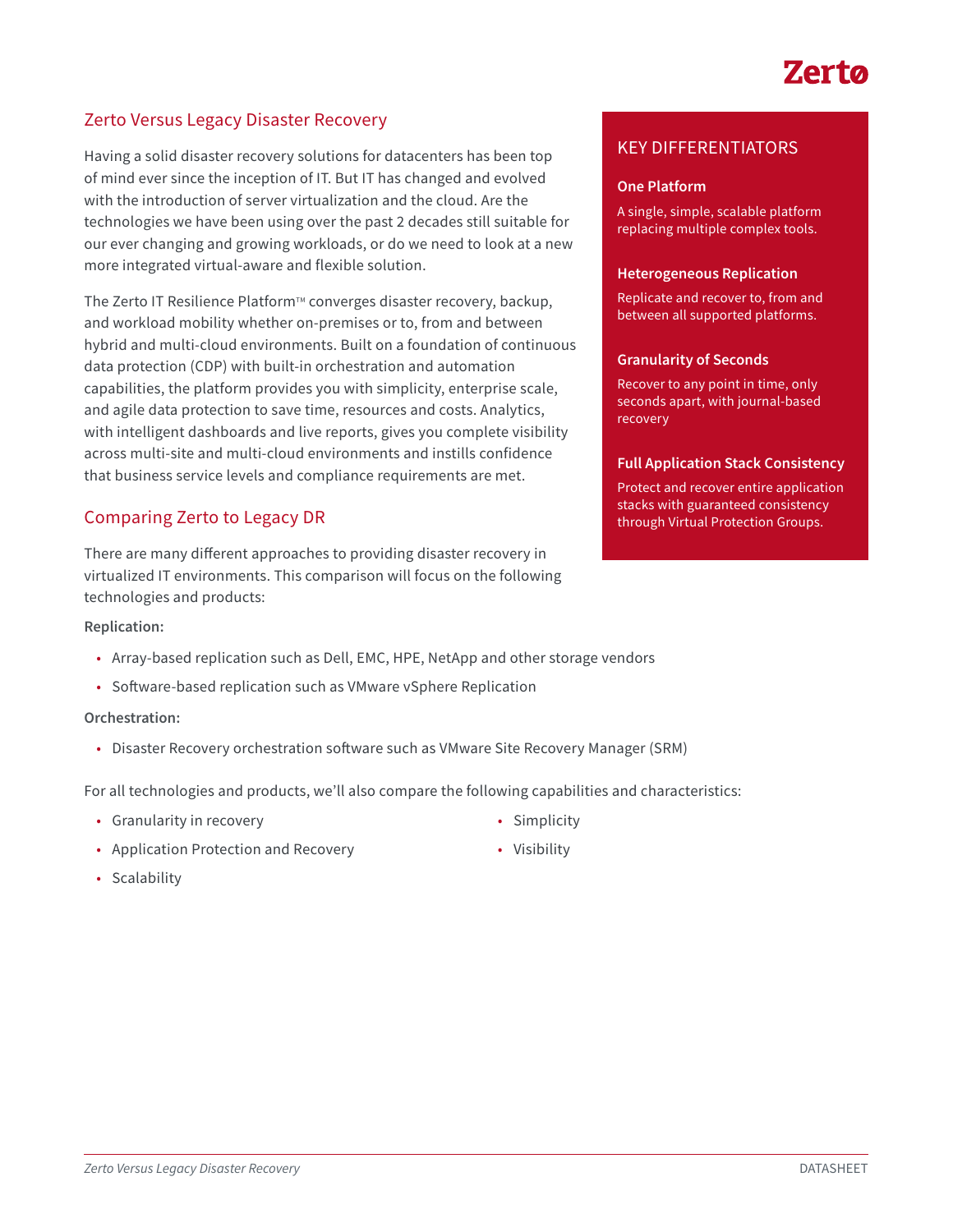## Zerto Versus Legacy Disaster Recovery

Having a solid disaster recovery solutions for datacenters has been top of mind ever since the inception of IT. But IT has changed and evolved with the introduction of server virtualization and the cloud. Are the technologies we have been using over the past 2 decades still suitable for our ever changing and growing workloads, or do we need to look at a new more integrated virtual-aware and flexible solution.

The Zerto IT Resilience Platform™ converges disaster recovery, backup, and workload mobility whether on-premises or to, from and between hybrid and multi-cloud environments. Built on a foundation of continuous data protection (CDP) with built-in orchestration and automation capabilities, the platform provides you with simplicity, enterprise scale, and agile data protection to save time, resources and costs. Analytics, with intelligent dashboards and live reports, gives you complete visibility across multi-site and multi-cloud environments and instills confidence that business service levels and compliance requirements are met.

## Comparing Zerto to Legacy DR

There are many different approaches to providing disaster recovery in virtualized IT environments. This comparison will focus on the following technologies and products:

**Replication:**

- Array-based replication such as Dell, EMC, HPE, NetApp and other storage vendors
- Software-based replication such as VMware vSphere Replication

**Orchestration:**

- Disaster Recovery orchestration software such as VMware Site Recovery Manager (SRM)

For all technologies and products, we'll also compare the following capabilities and characteristics:

- Granularity in recovery
- Application Protection and Recovery
- Scalability
- Simplicity
- Visibility

### KEY DIFFERENTIATORS

**One Platform**

A single, simple, scalable platform replacing multiple complex tools.

**Heterogeneous Replication**

Replicate and recover to, from and between all supported platforms.

**Granularity of Seconds**

Recover to any point in time, only seconds apart, with journal-based recovery

**Full Application Stack Consistency**

Protect and recover entire application stacks with guaranteed consistency through Virtual Protection Groups.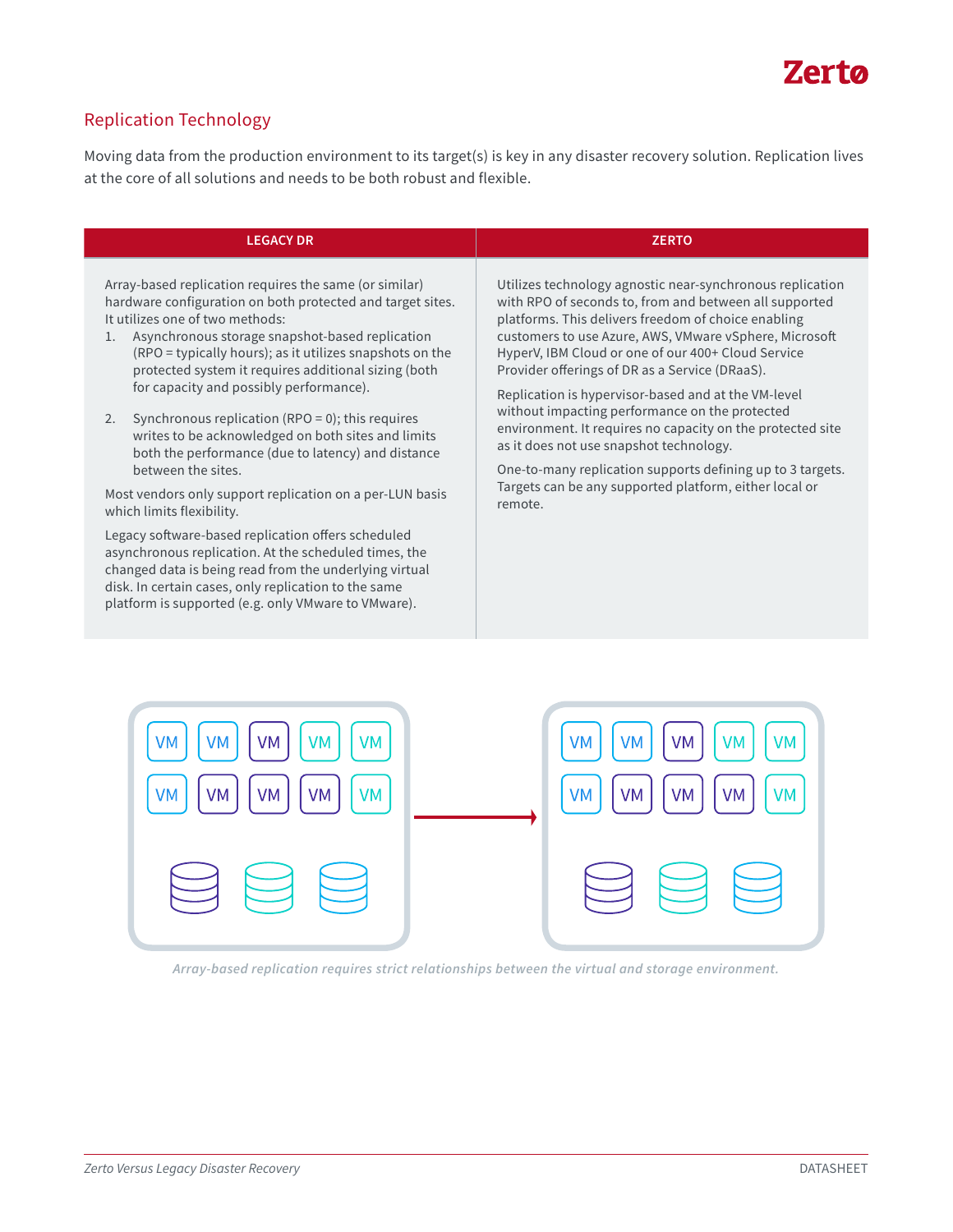## Replication Technology

Moving data from the production environment to its target(s) is key in any disaster recovery solution. Replication lives at the core of all solutions and needs to be both robust and flexible.

| LEGACY DR | ZERTO |
|---|---|
| Array-based replication requires the same (or similar) hardware configuration on both protected and target sites. It utilizes one of two methods:<br>1. Asynchronous storage snapshot-based replication (RPO = typically hours); as it utilizes snapshots on the protected system it requires additional sizing (both for capacity and possibly performance).<br>2. Synchronous replication (RPO = 0); this requires writes to be acknowledged on both sites and limits both the performance (due to latency) and distance between the sites.<br><br>Most vendors only support replication on a per-LUN basis which limits flexibility.<br><br>Legacy software-based replication offers scheduled asynchronous replication. At the scheduled times, the changed data is being read from the underlying virtual disk. In certain cases, only replication to the same platform is supported (e.g. only VMware to VMware). | Utilizes technology agnostic near-synchronous replication with RPO of seconds to, from and between all supported platforms. This delivers freedom of choice enabling customers to use Azure, AWS, VMware vSphere, Microsoft HyperV, IBM Cloud or one of our 400+ Cloud Service Provider offerings of DR as a Service (DRaaS).<br><br>Replication is hypervisor-based and at the VM-level without impacting performance on the protected environment. It requires no capacity on the protected site as it does not use snapshot technology.<br><br>One-to-many replication supports defining up to 3 targets. Targets can be any supported platform, either local or remote. |

*Array-based replication requires strict relationships between the virtual and storage environment.*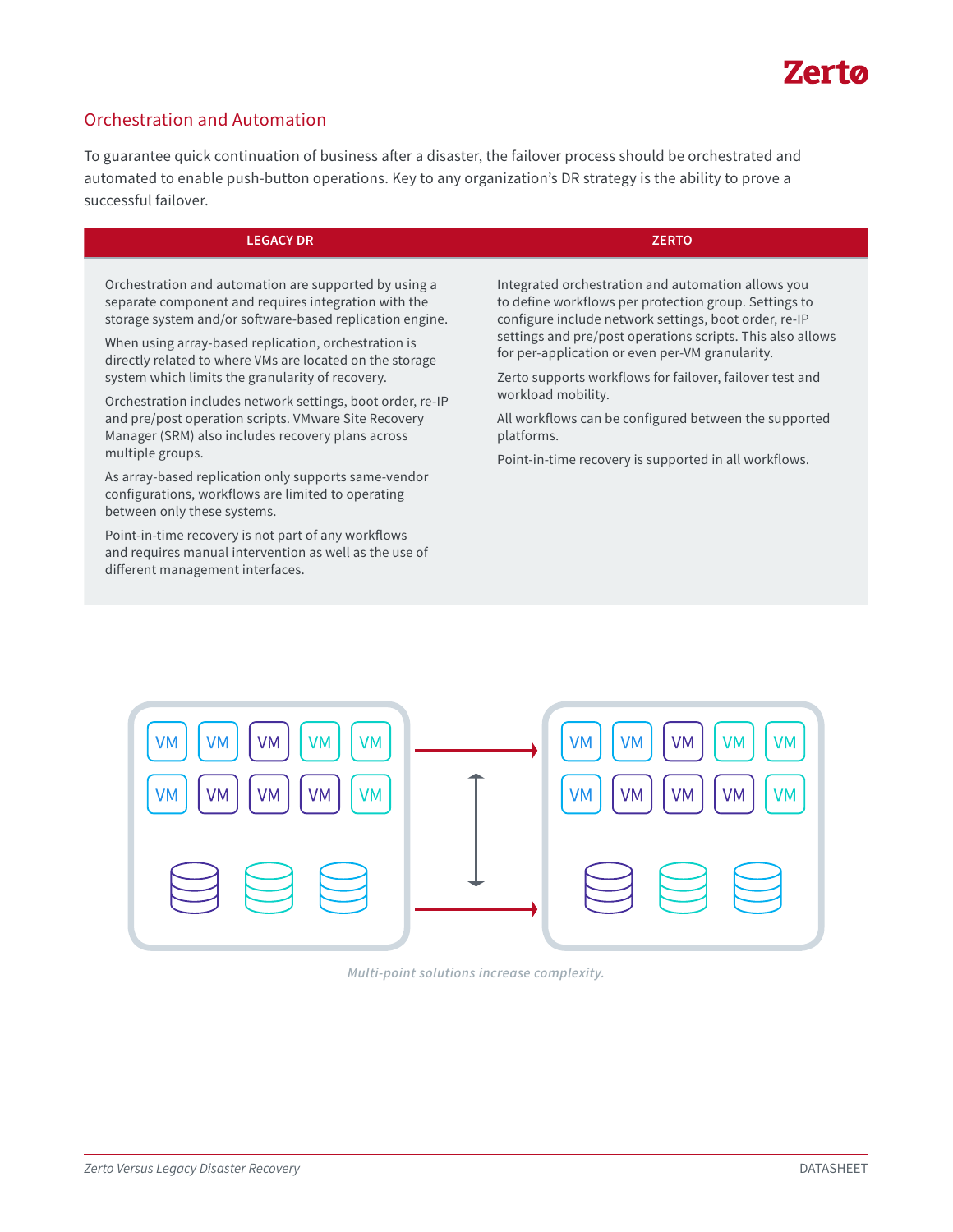## Orchestration and Automation

To guarantee quick continuation of business after a disaster, the failover process should be orchestrated and automated to enable push-button operations. Key to any organization's DR strategy is the ability to prove a successful failover.

| LEGACY DR | ZERTO |
|---|---|
| Orchestration and automation are supported by using a separate component and requires integration with the storage system and/or software-based replication engine.<br><br>When using array-based replication, orchestration is directly related to where VMs are located on the storage system which limits the granularity of recovery.<br><br>Orchestration includes network settings, boot order, re-IP and pre/post operation scripts. VMware Site Recovery Manager (SRM) also includes recovery plans across multiple groups.<br><br>As array-based replication only supports same-vendor configurations, workflows are limited to operating between only these systems.<br><br>Point-in-time recovery is not part of any workflows and requires manual intervention as well as the use of different management interfaces. | Integrated orchestration and automation allows you to define workflows per protection group. Settings to configure include network settings, boot order, re-IP settings and pre/post operations scripts. This also allows for per-application or even per-VM granularity.<br><br>Zerto supports workflows for failover, failover test and workload mobility.<br><br>All workflows can be configured between the supported platforms.<br><br>Point-in-time recovery is supported in all workflows. |

*Multi-point solutions increase complexity.*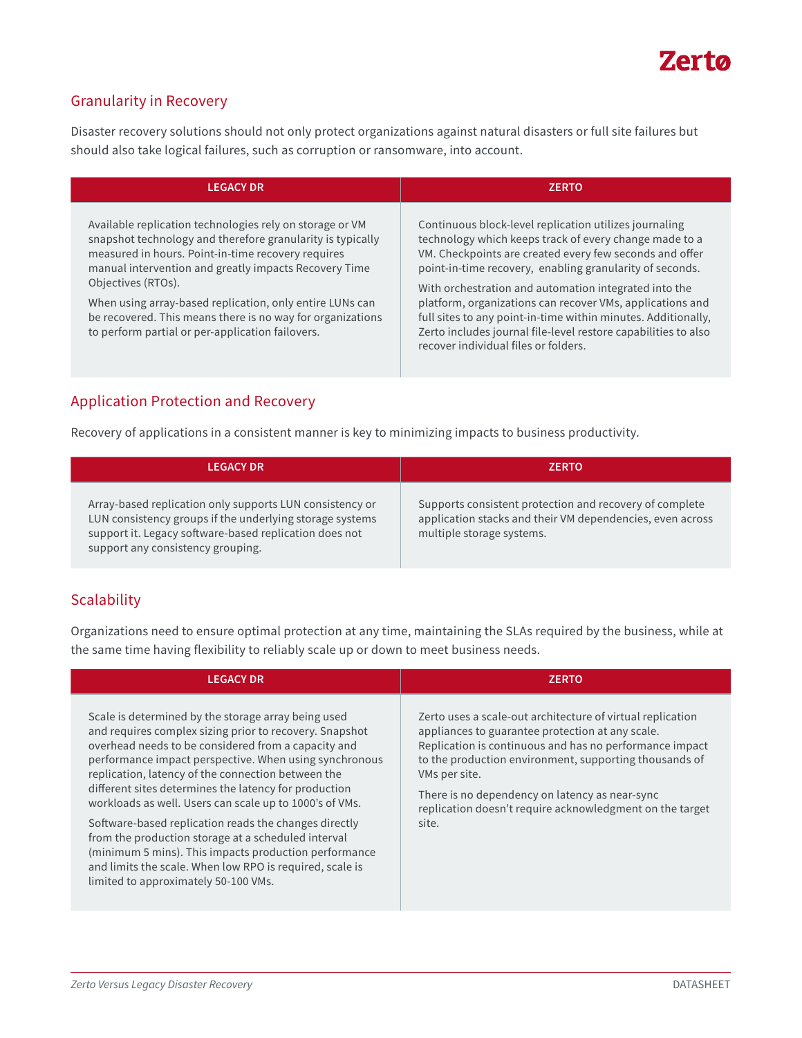## Granularity in Recovery

Disaster recovery solutions should not only protect organizations against natural disasters or full site failures but should also take logical failures, such as corruption or ransomware, into account.

| LEGACY DR | ZERTO |
|---|---|
| Available replication technologies rely on storage or VM snapshot technology and therefore granularity is typically measured in hours. Point-in-time recovery requires manual intervention and greatly impacts Recovery Time Objectives (RTOs).<br><br>When using array-based replication, only entire LUNs can be recovered. This means there is no way for organizations to perform partial or per-application failovers. | Continuous block-level replication utilizes journaling technology which keeps track of every change made to a VM. Checkpoints are created every few seconds and offer point-in-time recovery, enabling granularity of seconds.<br><br>With orchestration and automation integrated into the platform, organizations can recover VMs, applications and full sites to any point-in-time within minutes. Additionally, Zerto includes journal file-level restore capabilities to also recover individual files or folders. |

## Application Protection and Recovery

Recovery of applications in a consistent manner is key to minimizing impacts to business productivity.

| LEGACY DR | ZERTO |
|---|---|
| Array-based replication only supports LUN consistency or LUN consistency groups if the underlying storage systems support it. Legacy software-based replication does not support any consistency grouping. | Supports consistent protection and recovery of complete application stacks and their VM dependencies, even across multiple storage systems. |

## Scalability

Organizations need to ensure optimal protection at any time, maintaining the SLAs required by the business, while at the same time having flexibility to reliably scale up or down to meet business needs.

| LEGACY DR | ZERTO |
|---|---|
| Scale is determined by the storage array being used and requires complex sizing prior to recovery. Snapshot overhead needs to be considered from a capacity and performance impact perspective. When using synchronous replication, latency of the connection between the different sites determines the latency for production workloads as well. Users can scale up to 1000's of VMs.<br><br>Software-based replication reads the changes directly from the production storage at a scheduled interval (minimum 5 mins). This impacts production performance and limits the scale. When low RPO is required, scale is limited to approximately 50-100 VMs. | Zerto uses a scale-out architecture of virtual replication appliances to guarantee protection at any scale. Replication is continuous and has no performance impact to the production environment, supporting thousands of VMs per site.<br><br>There is no dependency on latency as near-sync replication doesn't require acknowledgment on the target site. |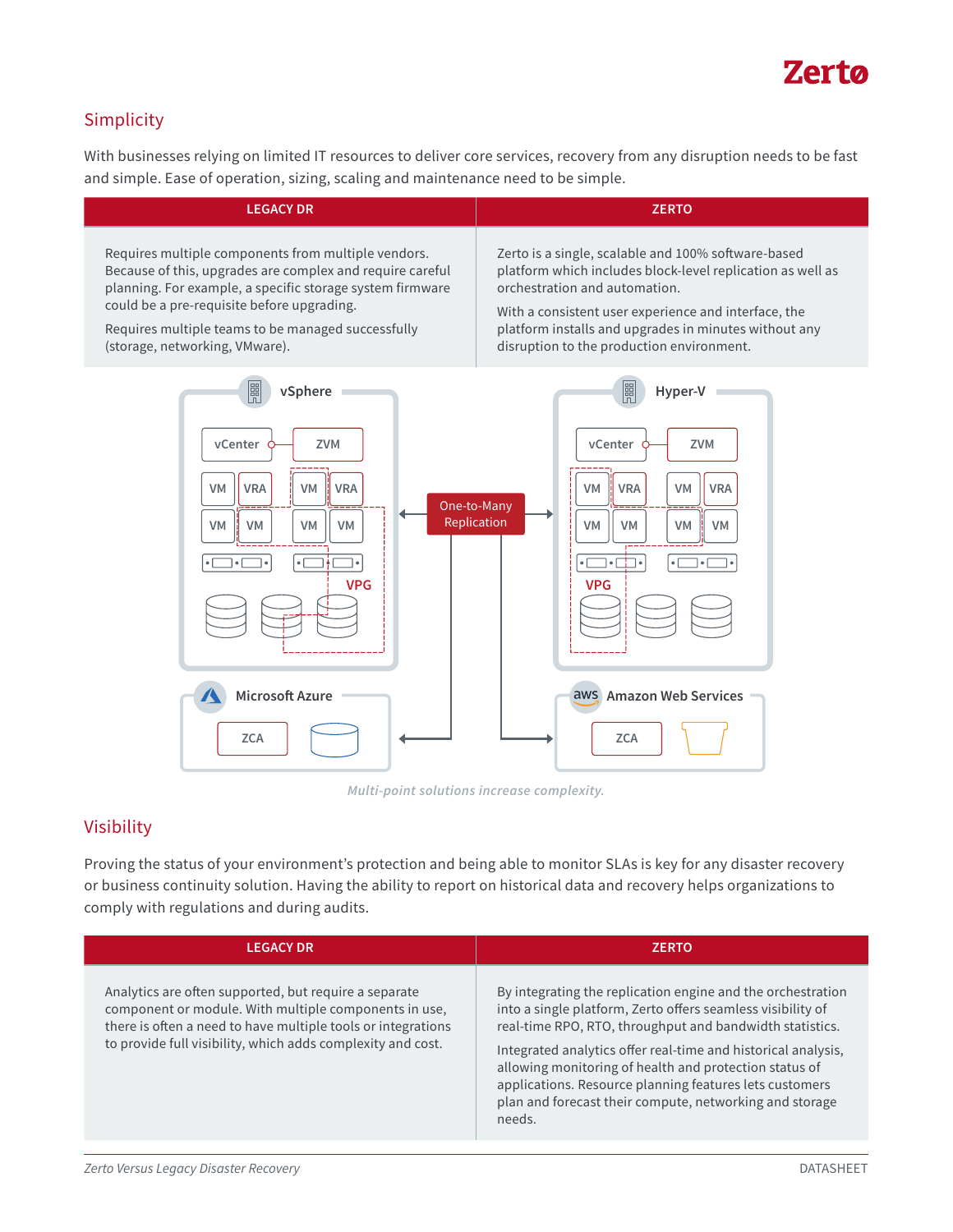## Simplicity

With businesses relying on limited IT resources to deliver core services, recovery from any disruption needs to be fast and simple. Ease of operation, sizing, scaling and maintenance need to be simple.

| LEGACY DR | ZERTO |
|---|---|
| Requires multiple components from multiple vendors. Because of this, upgrades are complex and require careful planning. For example, a specific storage system firmware could be a pre-requisite before upgrading.<br><br>Requires multiple teams to be managed successfully (storage, networking, VMware). | Zerto is a single, scalable and 100% software-based platform which includes block-level replication as well as orchestration and automation.<br><br>With a consistent user experience and interface, the platform installs and upgrades in minutes without any disruption to the production environment. |

*Multi-point solutions increase complexity.*

## Visibility

Proving the status of your environment's protection and being able to monitor SLAs is key for any disaster recovery or business continuity solution. Having the ability to report on historical data and recovery helps organizations to comply with regulations and during audits.

| LEGACY DR | ZERTO |
|---|---|
| Analytics are often supported, but require a separate component or module. With multiple components in use, there is often a need to have multiple tools or integrations to provide full visibility, which adds complexity and cost. | By integrating the replication engine and the orchestration into a single platform, Zerto offers seamless visibility of real-time RPO, RTO, throughput and bandwidth statistics.<br><br>Integrated analytics offer real-time and historical analysis, allowing monitoring of health and protection status of applications. Resource planning features lets customers plan and forecast their compute, networking and storage needs. |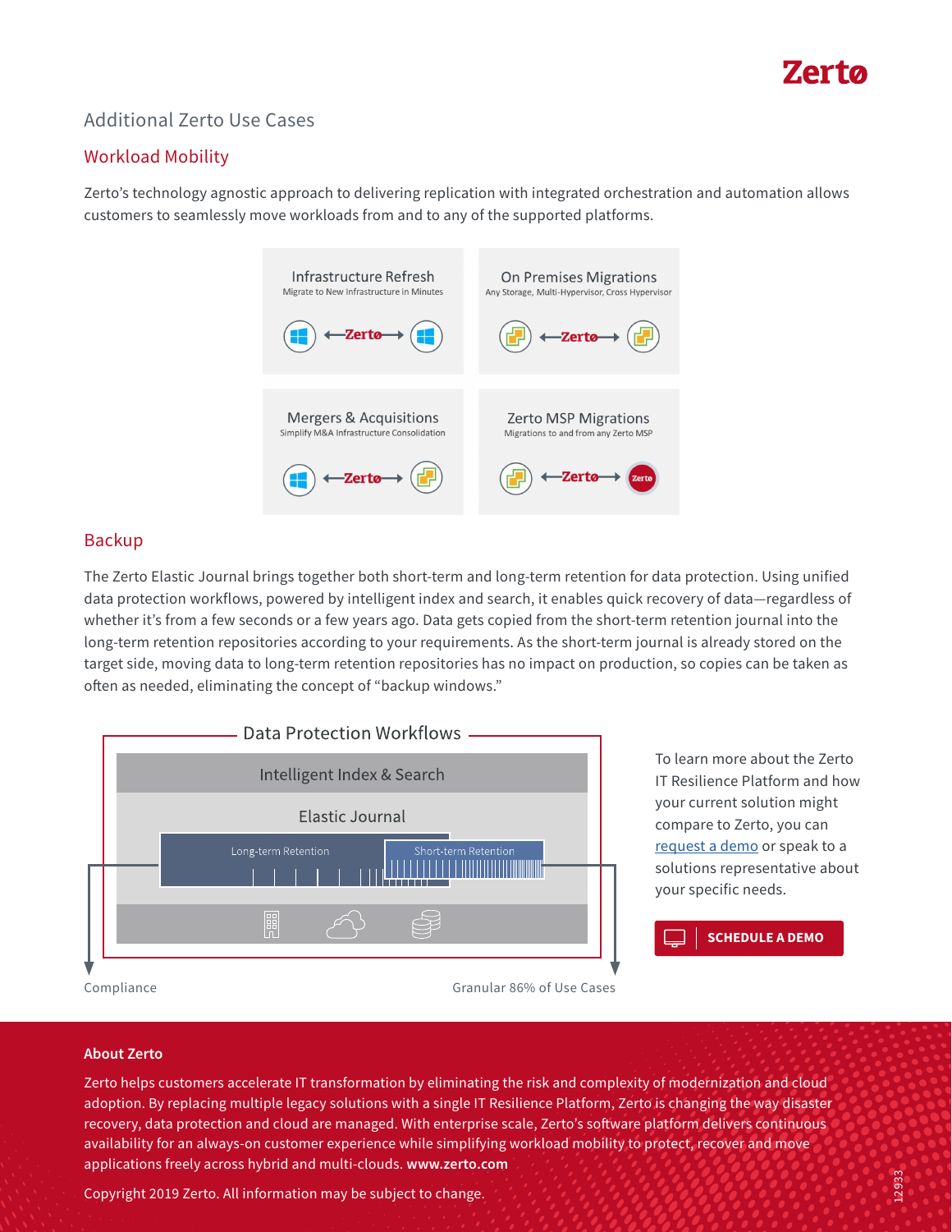# Additional Zerto Use Cases

## Workload Mobility

Zerto's technology agnostic approach to delivering replication with integrated orchestration and automation allows customers to seamlessly move workloads from and to any of the supported platforms.

Infrastructure Refresh
Migrate to New Infrastructure in Minutes

On Premises Migrations
Any Storage, Multi-Hypervisor, Cross Hypervisor

Mergers & Acquisitions
Simplify M&A Infrastructure Consolidation

Zerto MSP Migrations
Migrations to and from any Zerto MSP

## Backup

The Zerto Elastic Journal brings together both short-term and long-term retention for data protection. Using unified data protection workflows, powered by intelligent index and search, it enables quick recovery of data—regardless of whether it's from a few seconds or a few years ago. Data gets copied from the short-term retention journal into the long-term retention repositories according to your requirements. As the short-term journal is already stored on the target side, moving data to long-term retention repositories has no impact on production, so copies can be taken as often as needed, eliminating the concept of "backup windows."

Data Protection Workflows
Intelligent Index & Search
Elastic Journal
Long-term Retention
Short-term Retention
Compliance
Granular 86% of Use Cases

To learn more about the Zerto IT Resilience Platform and how your current solution might compare to Zerto, you can request a demo or speak to a solutions representative about your specific needs.

**SCHEDULE A DEMO**

### About Zerto

Zerto helps customers accelerate IT transformation by eliminating the risk and complexity of modernization and cloud adoption. By replacing multiple legacy solutions with a single IT Resilience Platform, Zerto is changing the way disaster recovery, data protection and cloud are managed. With enterprise scale, Zerto's software platform delivers continuous availability for an always-on customer experience while simplifying workload mobility to protect, recover and move applications freely across hybrid and multi-clouds. **www.zerto.com**

Copyright 2019 Zerto. All information may be subject to change.